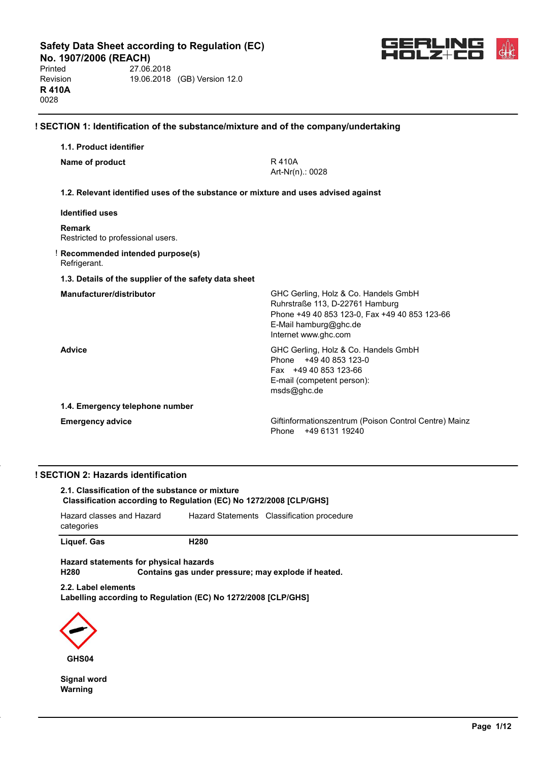# Safety Data Sheet according to Regulation (EC) No. 1907/2006 (REACH)

Printed 27.06.2018
Revision 19.06.2018 (GB) Version 12.0

**R 410A**
0028

## ! SECTION 1: Identification of the substance/mixture and of the company/undertaking

### 1.1. Product identifier

**Name of product**
R 410A
Art-Nr(n).: 0028

### 1.2. Relevant identified uses of the substance or mixture and uses advised against

**Identified uses**

**Remark**
Restricted to professional users.

! **Recommended intended purpose(s)**
Refrigerant.

### 1.3. Details of the supplier of the safety data sheet

**Manufacturer/distributor**
GHC Gerling, Holz & Co. Handels GmbH
Ruhrstraße 113, D-22761 Hamburg
Phone +49 40 853 123-0, Fax +49 40 853 123-66
E-Mail hamburg@ghc.de
Internet www.ghc.com

**Advice**
GHC Gerling, Holz & Co. Handels GmbH
Phone +49 40 853 123-0
Fax +49 40 853 123-66
E-mail (competent person):
msds@ghc.de

### 1.4. Emergency telephone number

**Emergency advice**
Giftinformationszentrum (Poison Control Centre) Mainz
Phone +49 6131 19240

## ! SECTION 2: Hazards identification

### 2.1. Classification of the substance or mixture

**Classification according to Regulation (EC) No 1272/2008 [CLP/GHS]**

| Hazard classes and Hazard categories | Hazard Statements | Classification procedure |
|---|---|---|
| **Liquef. Gas** | **H280** | |

**Hazard statements for physical hazards**
**H280** **Contains gas under pressure; may explode if heated.**

### 2.2. Label elements

**Labelling according to Regulation (EC) No 1272/2008 [CLP/GHS]**

**GHS04**

**Signal word**
**Warning**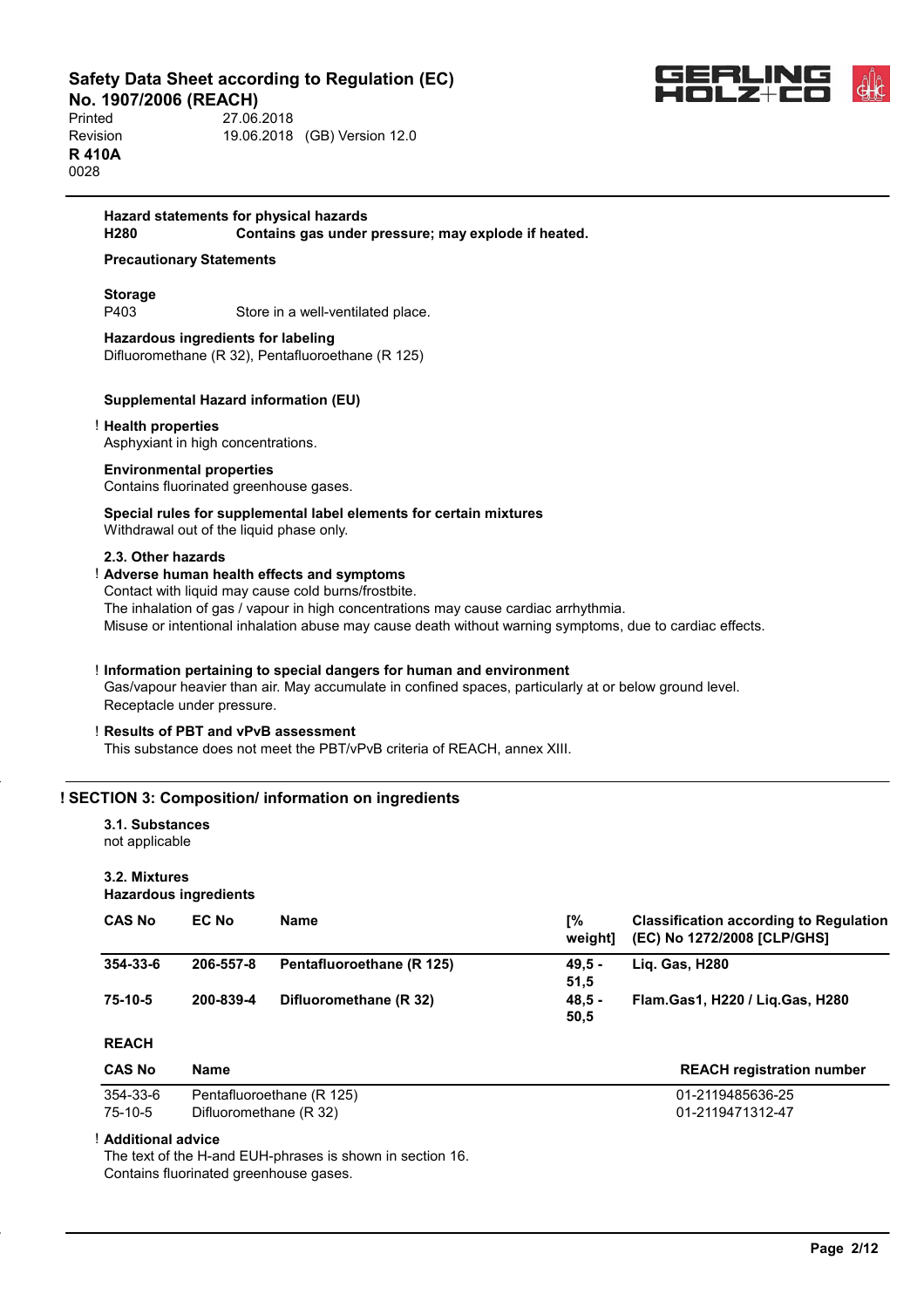**Hazard statements for physical hazards**

**H280** **Contains gas under pressure; may explode if heated.**

**Precautionary Statements**

**Storage**

P403 Store in a well-ventilated place.

**Hazardous ingredients for labeling**

Difluoromethane (R 32), Pentafluoroethane (R 125)

**Supplemental Hazard information (EU)**

! **Health properties**

Asphyxiant in high concentrations.

**Environmental properties**

Contains fluorinated greenhouse gases.

**Special rules for supplemental label elements for certain mixtures**

Withdrawal out of the liquid phase only.

**2.3. Other hazards**

! **Adverse human health effects and symptoms**

Contact with liquid may cause cold burns/frostbite.
The inhalation of gas / vapour in high concentrations may cause cardiac arrhythmia.
Misuse or intentional inhalation abuse may cause death without warning symptoms, due to cardiac effects.

! **Information pertaining to special dangers for human and environment**

Gas/vapour heavier than air. May accumulate in confined spaces, particularly at or below ground level.
Receptacle under pressure.

! **Results of PBT and vPvB assessment**

This substance does not meet the PBT/vPvB criteria of REACH, annex XIII.

## ! SECTION 3: Composition/ information on ingredients

**3.1. Substances**

not applicable

**3.2. Mixtures**

**Hazardous ingredients**

| CAS No | EC No | Name | [% weight] | Classification according to Regulation (EC) No 1272/2008 [CLP/GHS] |
|---|---|---|---|---|
| **354-33-6** | **206-557-8** | **Pentafluoroethane (R 125)** | **49,5 - 51,5** | **Liq. Gas, H280** |
| **75-10-5** | **200-839-4** | **Difluoromethane (R 32)** | **48,5 - 50,5** | **Flam.Gas1, H220 / Liq.Gas, H280** |

**REACH**

| CAS No | Name | REACH registration number |
|---|---|---|
| 354-33-6 | Pentafluoroethane (R 125) | 01-2119485636-25 |
| 75-10-5 | Difluoromethane (R 32) | 01-2119471312-47 |

! **Additional advice**

The text of the H-and EUH-phrases is shown in section 16.
Contains fluorinated greenhouse gases.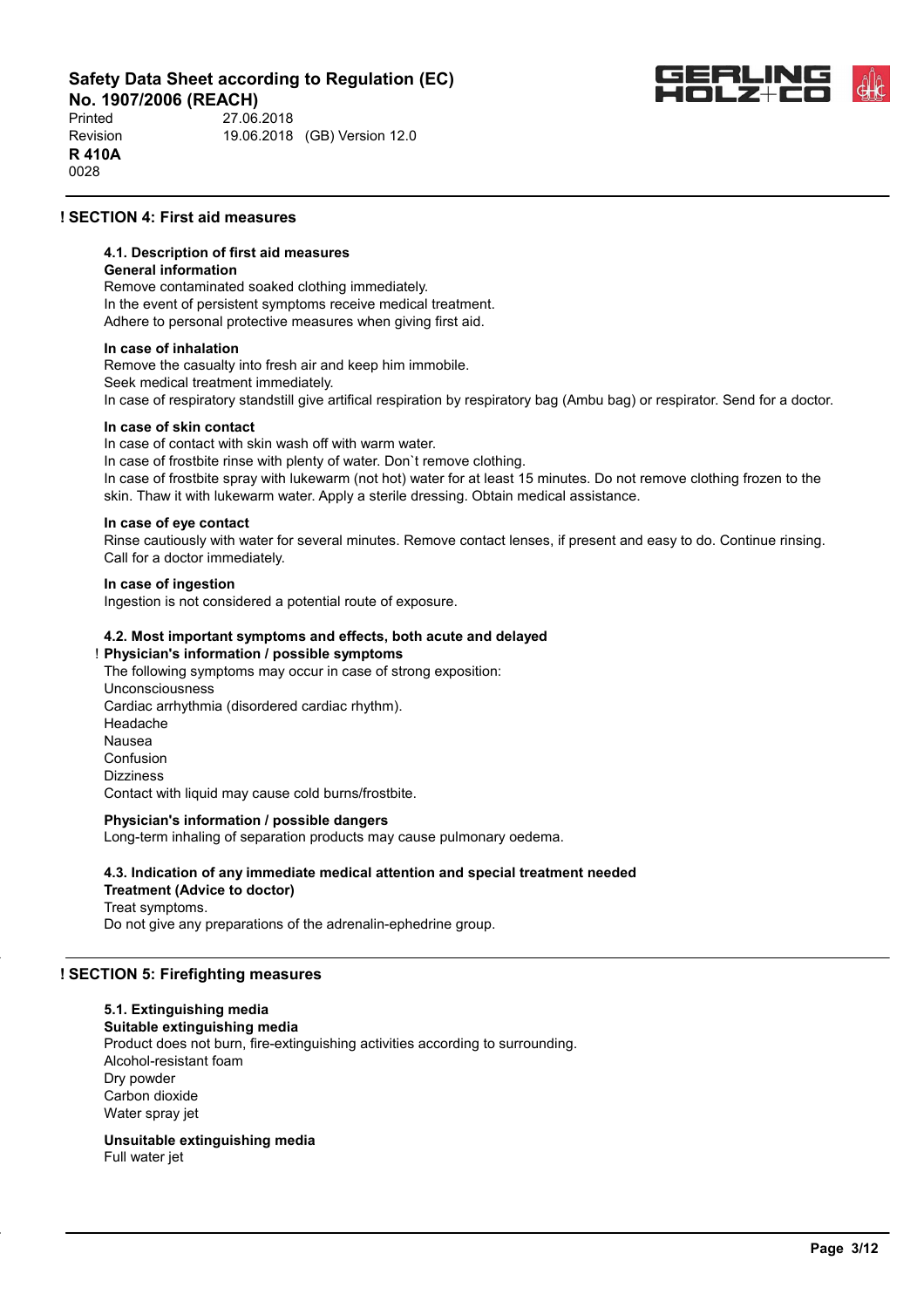## ! SECTION 4: First aid measures

### 4.1. Description of first aid measures

**General information**

Remove contaminated soaked clothing immediately.
In the event of persistent symptoms receive medical treatment.
Adhere to personal protective measures when giving first aid.

**In case of inhalation**

Remove the casualty into fresh air and keep him immobile.
Seek medical treatment immediately.
In case of respiratory standstill give artifical respiration by respiratory bag (Ambu bag) or respirator. Send for a doctor.

**In case of skin contact**

In case of contact with skin wash off with warm water.
In case of frostbite rinse with plenty of water. Don`t remove clothing.
In case of frostbite spray with lukewarm (not hot) water for at least 15 minutes. Do not remove clothing frozen to the skin. Thaw it with lukewarm water. Apply a sterile dressing. Obtain medical assistance.

**In case of eye contact**

Rinse cautiously with water for several minutes. Remove contact lenses, if present and easy to do. Continue rinsing. Call for a doctor immediately.

**In case of ingestion**

Ingestion is not considered a potential route of exposure.

### 4.2. Most important symptoms and effects, both acute and delayed

! **Physician's information / possible symptoms**

The following symptoms may occur in case of strong exposition:
Unconsciousness
Cardiac arrhythmia (disordered cardiac rhythm).
Headache
Nausea
Confusion
Dizziness
Contact with liquid may cause cold burns/frostbite.

**Physician's information / possible dangers**

Long-term inhaling of separation products may cause pulmonary oedema.

### 4.3. Indication of any immediate medical attention and special treatment needed

**Treatment (Advice to doctor)**

Treat symptoms.
Do not give any preparations of the adrenalin-ephedrine group.

## ! SECTION 5: Firefighting measures

### 5.1. Extinguishing media

**Suitable extinguishing media**

Product does not burn, fire-extinguishing activities according to surrounding.
Alcohol-resistant foam
Dry powder
Carbon dioxide
Water spray jet

**Unsuitable extinguishing media**

Full water jet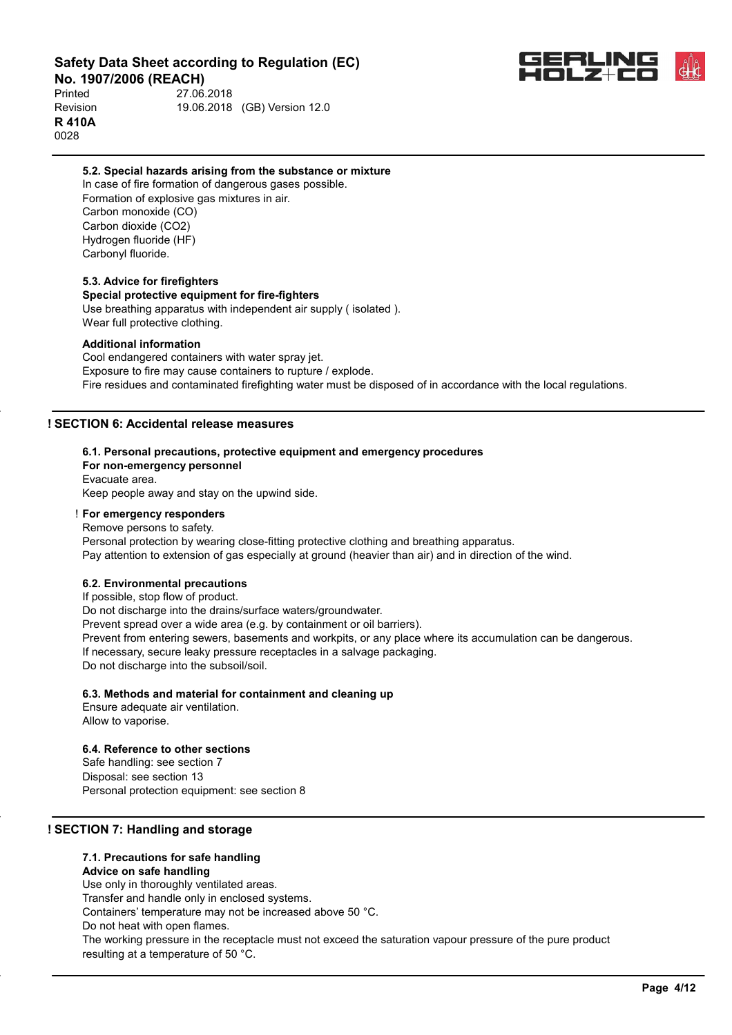#### 5.2. Special hazards arising from the substance or mixture

In case of fire formation of dangerous gases possible.
Formation of explosive gas mixtures in air.
Carbon monoxide (CO)
Carbon dioxide ($CO_2$)
Hydrogen fluoride (HF)
Carbonyl fluoride.

#### 5.3. Advice for firefighters

**Special protective equipment for fire-fighters**

Use breathing apparatus with independent air supply ( isolated ).
Wear full protective clothing.

**Additional information**

Cool endangered containers with water spray jet.
Exposure to fire may cause containers to rupture / explode.
Fire residues and contaminated firefighting water must be disposed of in accordance with the local regulations.

## ! SECTION 6: Accidental release measures

#### 6.1. Personal precautions, protective equipment and emergency procedures

**For non-emergency personnel**

Evacuate area.
Keep people away and stay on the upwind side.

! **For emergency responders**

Remove persons to safety.
Personal protection by wearing close-fitting protective clothing and breathing apparatus.
Pay attention to extension of gas especially at ground (heavier than air) and in direction of the wind.

#### 6.2. Environmental precautions

If possible, stop flow of product.
Do not discharge into the drains/surface waters/groundwater.
Prevent spread over a wide area (e.g. by containment or oil barriers).
Prevent from entering sewers, basements and workpits, or any place where its accumulation can be dangerous.
If necessary, secure leaky pressure receptacles in a salvage packaging.
Do not discharge into the subsoil/soil.

#### 6.3. Methods and material for containment and cleaning up

Ensure adequate air ventilation.
Allow to vaporise.

#### 6.4. Reference to other sections

Safe handling: see section 7
Disposal: see section 13
Personal protection equipment: see section 8

## ! SECTION 7: Handling and storage

#### 7.1. Precautions for safe handling

**Advice on safe handling**

Use only in thoroughly ventilated areas.
Transfer and handle only in enclosed systems.
Containers' temperature may not be increased above 50 °C.
Do not heat with open flames.
The working pressure in the receptacle must not exceed the saturation vapour pressure of the pure product resulting at a temperature of 50 °C.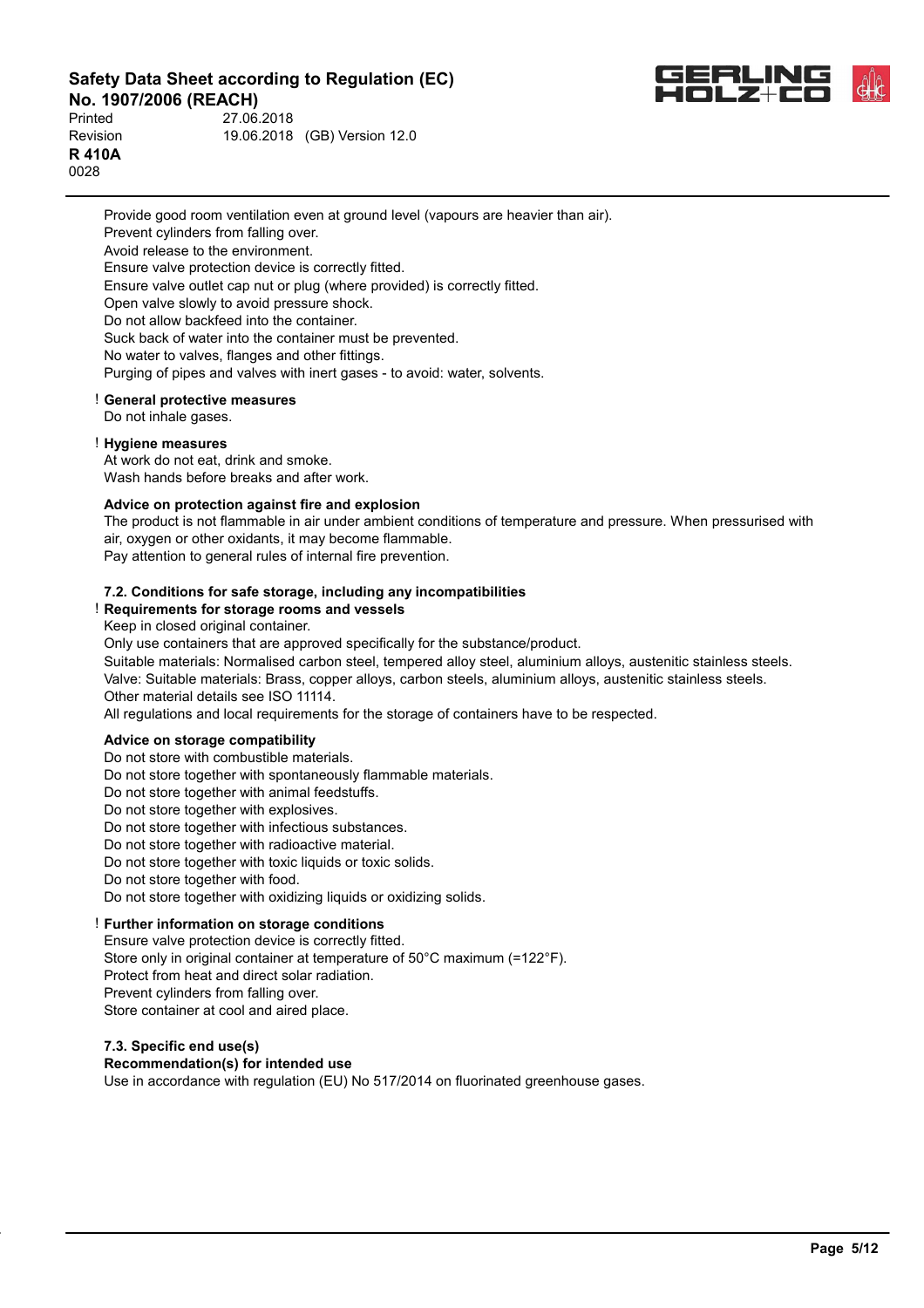Provide good room ventilation even at ground level (vapours are heavier than air).
Prevent cylinders from falling over.
Avoid release to the environment.
Ensure valve protection device is correctly fitted.
Ensure valve outlet cap nut or plug (where provided) is correctly fitted.
Open valve slowly to avoid pressure shock.
Do not allow backfeed into the container.
Suck back of water into the container must be prevented.
No water to valves, flanges and other fittings.
Purging of pipes and valves with inert gases - to avoid: water, solvents.

! **General protective measures**

Do not inhale gases.

! **Hygiene measures**

At work do not eat, drink and smoke.
Wash hands before breaks and after work.

**Advice on protection against fire and explosion**

The product is not flammable in air under ambient conditions of temperature and pressure. When pressurised with air, oxygen or other oxidants, it may become flammable.
Pay attention to general rules of internal fire prevention.

### 7.2. Conditions for safe storage, including any incompatibilities

! **Requirements for storage rooms and vessels**

Keep in closed original container.
Only use containers that are approved specifically for the substance/product.
Suitable materials: Normalised carbon steel, tempered alloy steel, aluminium alloys, austenitic stainless steels.
Valve: Suitable materials: Brass, copper alloys, carbon steels, aluminium alloys, austenitic stainless steels.
Other material details see ISO 11114.
All regulations and local requirements for the storage of containers have to be respected.

**Advice on storage compatibility**

Do not store with combustible materials.
Do not store together with spontaneously flammable materials.
Do not store together with animal feedstuffs.
Do not store together with explosives.
Do not store together with infectious substances.
Do not store together with radioactive material.
Do not store together with toxic liquids or toxic solids.
Do not store together with food.
Do not store together with oxidizing liquids or oxidizing solids.

! **Further information on storage conditions**

Ensure valve protection device is correctly fitted.
Store only in original container at temperature of 50°C maximum (=122°F).
Protect from heat and direct solar radiation.
Prevent cylinders from falling over.
Store container at cool and aired place.

### 7.3. Specific end use(s)

**Recommendation(s) for intended use**

Use in accordance with regulation (EU) No 517/2014 on fluorinated greenhouse gases.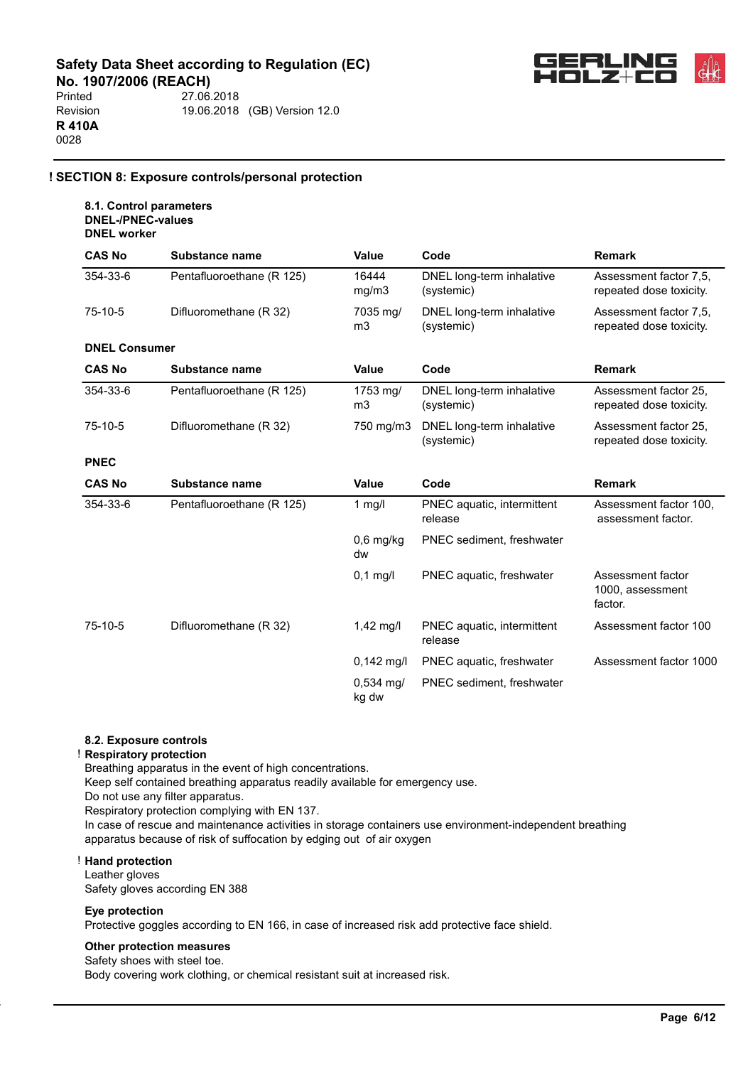## ! SECTION 8: Exposure controls/personal protection

### 8.1. Control parameters

**DNEL-/PNEC-values**

**DNEL worker**

| CAS No | Substance name | Value | Code | Remark |
|---|---|---|---|---|
| 354-33-6 | Pentafluoroethane (R 125) | 16444 mg/m3 | DNEL long-term inhalative (systemic) | Assessment factor 7,5, repeated dose toxicity. |
| 75-10-5 | Difluoromethane (R 32) | 7035 mg/m3 | DNEL long-term inhalative (systemic) | Assessment factor 7,5, repeated dose toxicity. |

**DNEL Consumer**

| CAS No | Substance name | Value | Code | Remark |
|---|---|---|---|---|
| 354-33-6 | Pentafluoroethane (R 125) | 1753 mg/m3 | DNEL long-term inhalative (systemic) | Assessment factor 25, repeated dose toxicity. |
| 75-10-5 | Difluoromethane (R 32) | 750 mg/m3 | DNEL long-term inhalative (systemic) | Assessment factor 25, repeated dose toxicity. |

**PNEC**

| CAS No | Substance name | Value | Code | Remark |
|---|---|---|---|---|
| 354-33-6 | Pentafluoroethane (R 125) | 1 mg/l | PNEC aquatic, intermittent release | Assessment factor 100, assessment factor. |
| | | 0,6 mg/kg dw | PNEC sediment, freshwater | |
| | | 0,1 mg/l | PNEC aquatic, freshwater | Assessment factor 1000, assessment factor. |
| 75-10-5 | Difluoromethane (R 32) | 1,42 mg/l | PNEC aquatic, intermittent release | Assessment factor 100 |
| | | 0,142 mg/l | PNEC aquatic, freshwater | Assessment factor 1000 |
| | | 0,534 mg/kg dw | PNEC sediment, freshwater | |

### 8.2. Exposure controls

**! Respiratory protection**

Breathing apparatus in the event of high concentrations.
Keep self contained breathing apparatus readily available for emergency use.
Do not use any filter apparatus.
Respiratory protection complying with EN 137.
In case of rescue and maintenance activities in storage containers use environment-independent breathing apparatus because of risk of suffocation by edging out of air oxygen

**! Hand protection**

Leather gloves
Safety gloves according EN 388

**Eye protection**

Protective goggles according to EN 166, in case of increased risk add protective face shield.

**Other protection measures**

Safety shoes with steel toe.
Body covering work clothing, or chemical resistant suit at increased risk.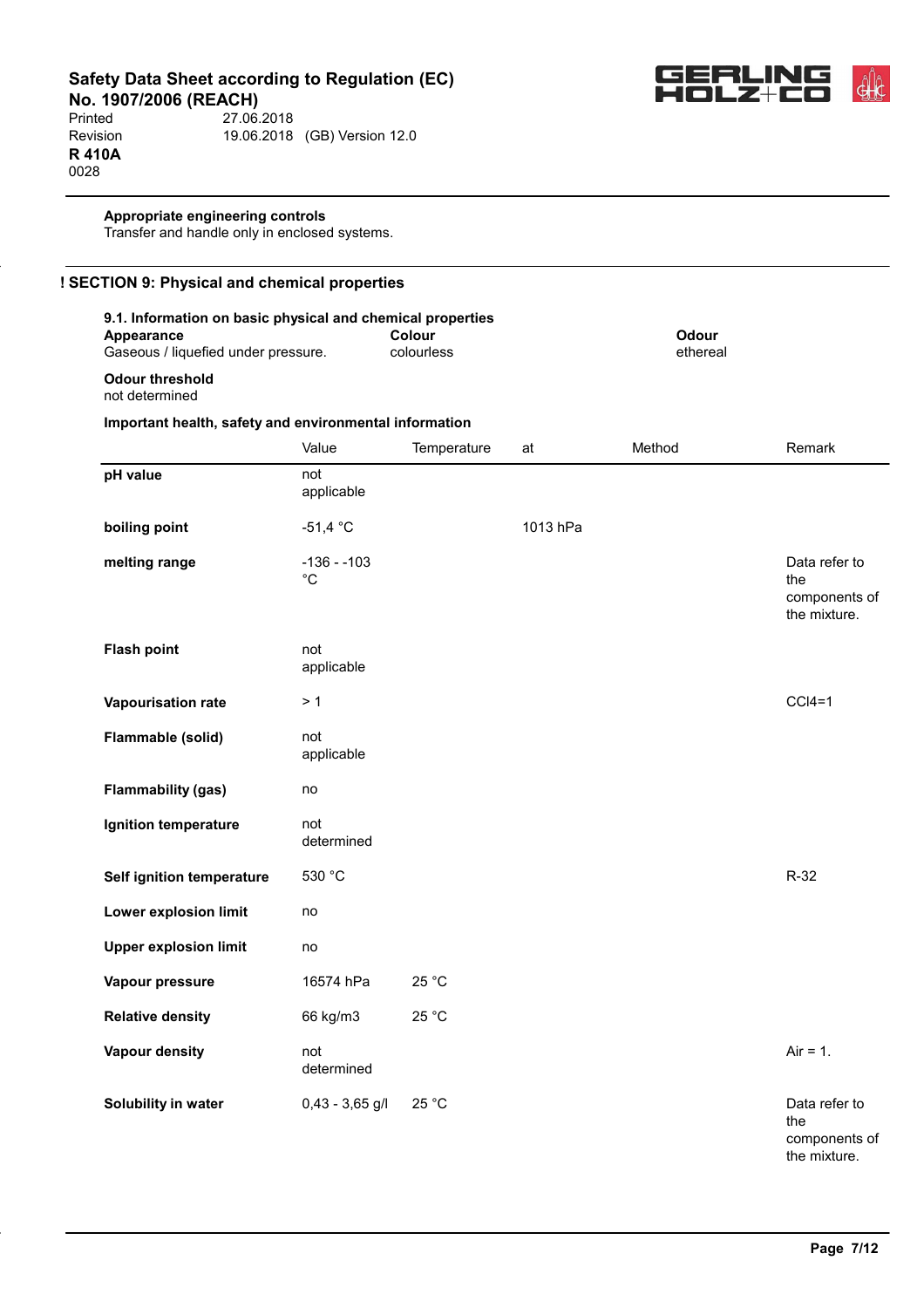**Appropriate engineering controls**
Transfer and handle only in enclosed systems.

## ! SECTION 9: Physical and chemical properties

### 9.1. Information on basic physical and chemical properties

| Appearance | Colour | Odour |
|---|---|---|
| Gaseous / liquefied under pressure. | colourless | ethereal |

**Odour threshold**
not determined

**Important health, safety and environmental information**

| | Value | Temperature | at | Method | Remark |
|---|---|---|---|---|---|
| **pH value** | not applicable | | | | |
| **boiling point** | -51,4 °C | | 1013 hPa | | |
| **melting range** | -136 - -103 °C | | | | Data refer to the components of the mixture. |
| **Flash point** | not applicable | | | | |
| **Vapourisation rate** | > 1 | | | | $CCl_4$=1 |
| **Flammable (solid)** | not applicable | | | | |
| **Flammability (gas)** | no | | | | |
| **Ignition temperature** | not determined | | | | |
| **Self ignition temperature** | 530 °C | | | | R-32 |
| **Lower explosion limit** | no | | | | |
| **Upper explosion limit** | no | | | | |
| **Vapour pressure** | 16574 hPa | 25 °C | | | |
| **Relative density** | 66 kg/m3 | 25 °C | | | |
| **Vapour density** | not determined | | | | Air = 1. |
| **Solubility in water** | 0,43 - 3,65 g/l | 25 °C | | | Data refer to the components of the mixture. |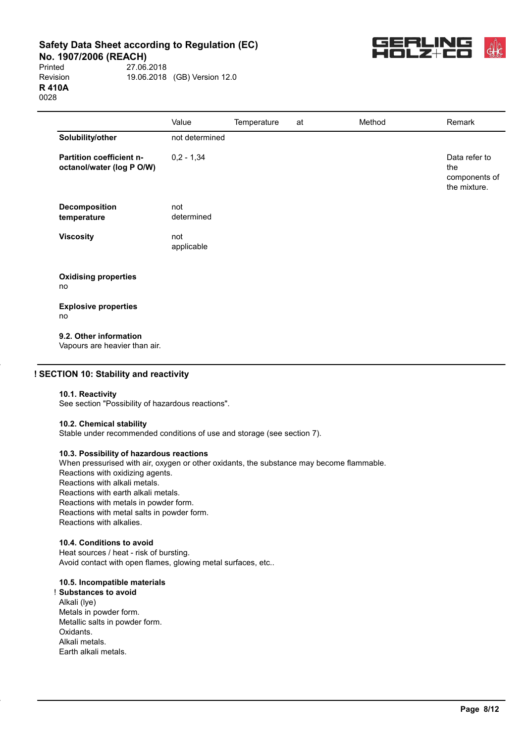| | Value | Temperature | at | Method | Remark |
|---|---|---|---|---|---|
| **Solubility/other** | not determined | | | | |
| **Partition coefficient n-octanol/water (log P O/W)** | 0,2 - 1,34 | | | | Data refer to the components of the mixture. |
| **Decomposition temperature** | not determined | | | | |
| **Viscosity** | not applicable | | | | |

**Oxidising properties**
no

**Explosive properties**
no

**9.2. Other information**
Vapours are heavier than air.

## ! SECTION 10: Stability and reactivity

**10.1. Reactivity**
See section "Possibility of hazardous reactions".

**10.2. Chemical stability**
Stable under recommended conditions of use and storage (see section 7).

**10.3. Possibility of hazardous reactions**
When pressurised with air, oxygen or other oxidants, the substance may become flammable.
Reactions with oxidizing agents.
Reactions with alkali metals.
Reactions with earth alkali metals.
Reactions with metals in powder form.
Reactions with metal salts in powder form.
Reactions with alkalies.

**10.4. Conditions to avoid**
Heat sources / heat - risk of bursting.
Avoid contact with open flames, glowing metal surfaces, etc..

**10.5. Incompatible materials**
! **Substances to avoid**
Alkali (lye)
Metals in powder form.
Metallic salts in powder form.
Oxidants.
Alkali metals.
Earth alkali metals.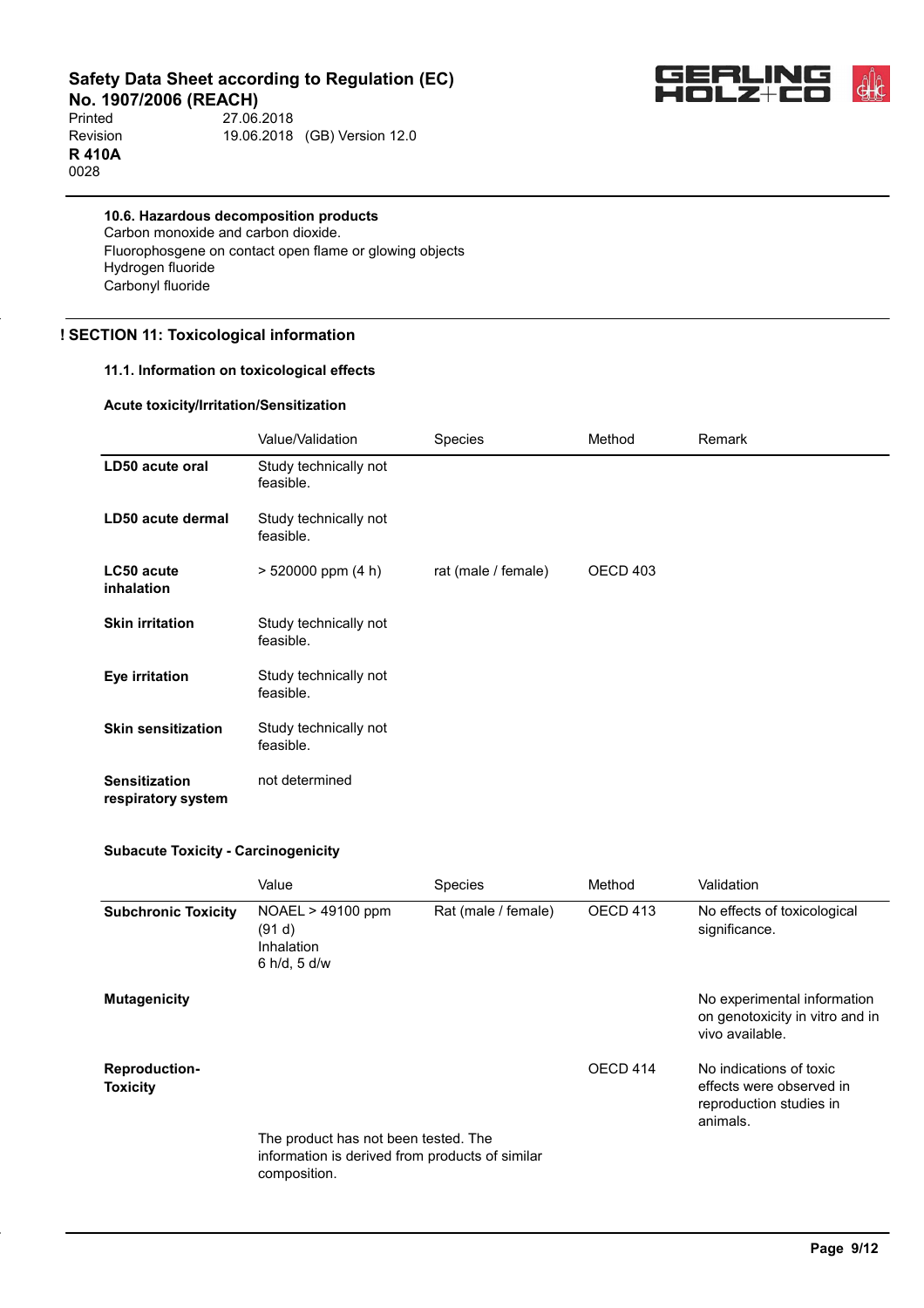#### 10.6. Hazardous decomposition products

Carbon monoxide and carbon dioxide.
Fluorophosgene on contact open flame or glowing objects
Hydrogen fluoride
Carbonyl fluoride

## ! SECTION 11: Toxicological information

### 11.1. Information on toxicological effects

#### Acute toxicity/Irritation/Sensitization

| | Value/Validation | Species | Method | Remark |
|---|---|---|---|---|
| **LD50 acute oral** | Study technically not feasible. | | | |
| **LD50 acute dermal** | Study technically not feasible. | | | |
| **LC50 acute inhalation** | > 520000 ppm (4 h) | rat (male / female) | OECD 403 | |
| **Skin irritation** | Study technically not feasible. | | | |
| **Eye irritation** | Study technically not feasible. | | | |
| **Skin sensitization** | Study technically not feasible. | | | |
| **Sensitization respiratory system** | not determined | | | |

#### Subacute Toxicity - Carcinogenicity

| | Value | Species | Method | Validation |
|---|---|---|---|---|
| **Subchronic Toxicity** | NOAEL > 49100 ppm (91 d) Inhalation 6 h/d, 5 d/w | Rat (male / female) | OECD 413 | No effects of toxicological significance. |
| **Mutagenicity** | | | | No experimental information on genotoxicity in vitro and in vivo available. |
| **Reproduction-Toxicity** | The product has not been tested. The information is derived from products of similar composition. | | OECD 414 | No indications of toxic effects were observed in reproduction studies in animals. |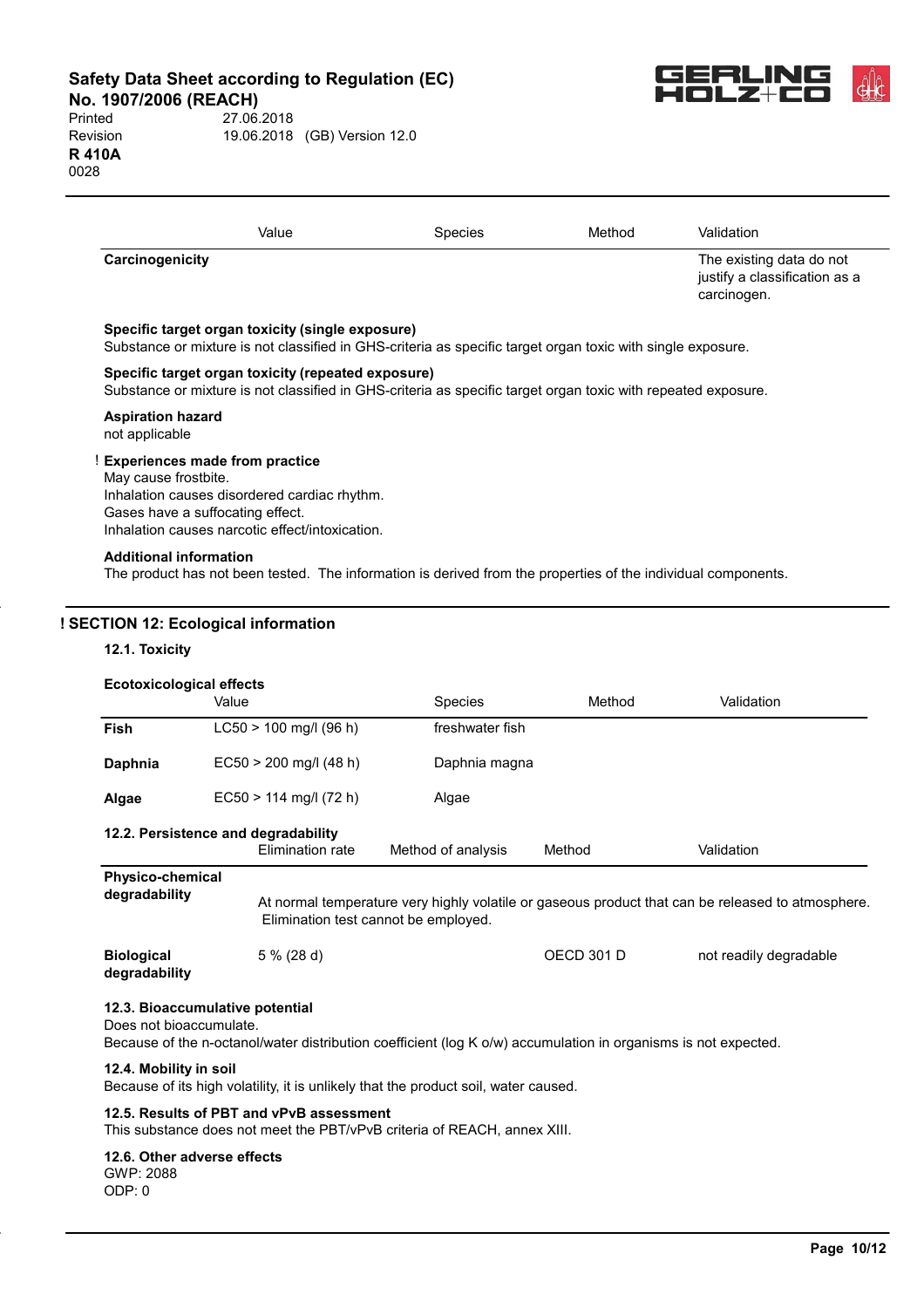| | Value | Species | Method | Validation |
|---|---|---|---|---|
| **Carcinogenicity** | | | | The existing data do not justify a classification as a carcinogen. |

**Specific target organ toxicity (single exposure)**
Substance or mixture is not classified in GHS-criteria as specific target organ toxic with single exposure.

**Specific target organ toxicity (repeated exposure)**
Substance or mixture is not classified in GHS-criteria as specific target organ toxic with repeated exposure.

**Aspiration hazard**
not applicable

! **Experiences made from practice**
May cause frostbite.
Inhalation causes disordered cardiac rhythm.
Gases have a suffocating effect.
Inhalation causes narcotic effect/intoxication.

**Additional information**
The product has not been tested. The information is derived from the properties of the individual components.

## ! SECTION 12: Ecological information

### 12.1. Toxicity

**Ecotoxicological effects**

| | Value | Species | Method | Validation |
|---|---|---|---|---|
| **Fish** | LC50 > 100 mg/l (96 h) | freshwater fish | | |
| **Daphnia** | EC50 > 200 mg/l (48 h) | Daphnia magna | | |
| **Algae** | EC50 > 114 mg/l (72 h) | Algae | | |

### 12.2. Persistence and degradability

| | Elimination rate | Method of analysis | Method | Validation |
|---|---|---|---|---|
| **Physico-chemical degradability** | At normal temperature very highly volatile or gaseous product that can be released to atmosphere. Elimination test cannot be employed. | | | |
| **Biological degradability** | 5 % (28 d) | | OECD 301 D | not readily degradable |

### 12.3. Bioaccumulative potential
Does not bioaccumulate.
Because of the n-octanol/water distribution coefficient (log K o/w) accumulation in organisms is not expected.

### 12.4. Mobility in soil
Because of its high volatility, it is unlikely that the product soil, water caused.

### 12.5. Results of PBT and vPvB assessment
This substance does not meet the PBT/vPvB criteria of REACH, annex XIII.

### 12.6. Other adverse effects
GWP: 2088
ODP: 0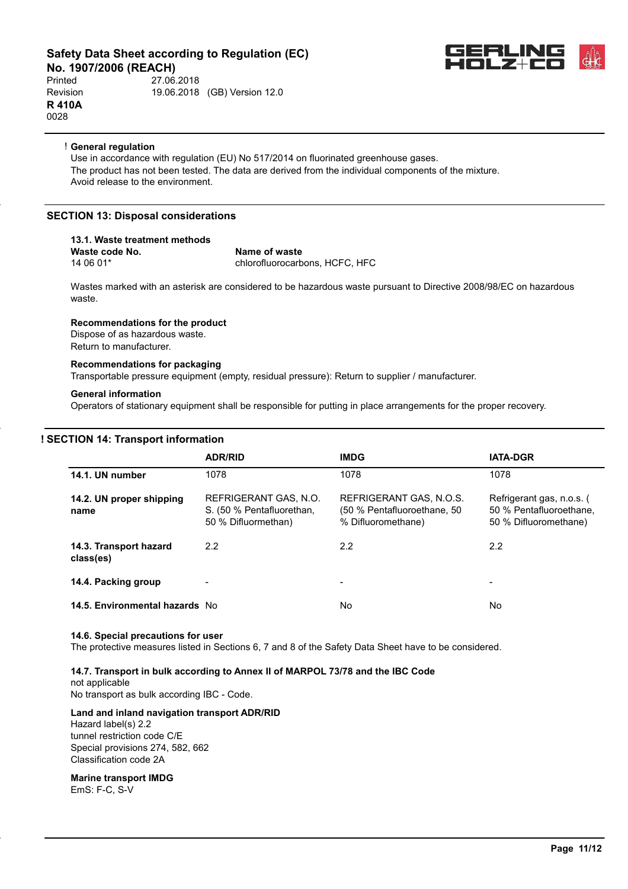! **General regulation**

Use in accordance with regulation (EU) No 517/2014 on fluorinated greenhouse gases.
The product has not been tested. The data are derived from the individual components of the mixture.
Avoid release to the environment.

## SECTION 13: Disposal considerations

### 13.1. Waste treatment methods

| Waste code No. | Name of waste |
|---|---|
| 14 06 01* | chlorofluorocarbons, HCFC, HFC |

Wastes marked with an asterisk are considered to be hazardous waste pursuant to Directive 2008/98/EC on hazardous waste.

**Recommendations for the product**

Dispose of as hazardous waste.
Return to manufacturer.

**Recommendations for packaging**

Transportable pressure equipment (empty, residual pressure): Return to supplier / manufacturer.

**General information**

Operators of stationary equipment shall be responsible for putting in place arrangements for the proper recovery.

## ! SECTION 14: Transport information

| | ADR/RID | IMDG | IATA-DGR |
|---|---|---|---|
| **14.1. UN number** | 1078 | 1078 | 1078 |
| **14.2. UN proper shipping name** | REFRIGERANT GAS, N.O.S. (50 % Pentafluorethan, 50 % Difluormethan) | REFRIGERANT GAS, N.O.S. (50 % Pentafluoroethane, 50 % Difluoromethane) | Refrigerant gas, n.o.s. ( 50 % Pentafluoroethane, 50 % Difluoromethane) |
| **14.3. Transport hazard class(es)** | 2.2 | 2.2 | 2.2 |
| **14.4. Packing group** | - | - | - |
| **14.5. Environmental hazards** | No | No | No |

**14.6. Special precautions for user**

The protective measures listed in Sections 6, 7 and 8 of the Safety Data Sheet have to be considered.

**14.7. Transport in bulk according to Annex II of MARPOL 73/78 and the IBC Code**

not applicable
No transport as bulk according IBC - Code.

**Land and inland navigation transport ADR/RID**

Hazard label(s) 2.2
tunnel restriction code C/E
Special provisions 274, 582, 662
Classification code 2A

**Marine transport IMDG**

EmS: F-C, S-V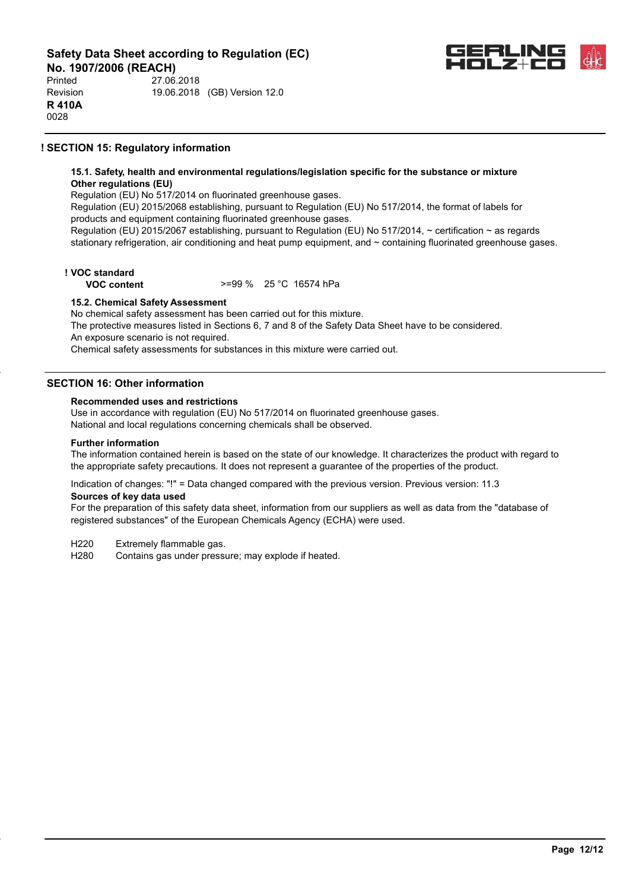## ! SECTION 15: Regulatory information

**15.1. Safety, health and environmental regulations/legislation specific for the substance or mixture**

**Other regulations (EU)**

Regulation (EU) No 517/2014 on fluorinated greenhouse gases.

Regulation (EU) 2015/2068 establishing, pursuant to Regulation (EU) No 517/2014, the format of labels for products and equipment containing fluorinated greenhouse gases.

Regulation (EU) 2015/2067 establishing, pursuant to Regulation (EU) No 517/2014, ~ certification ~ as regards stationary refrigeration, air conditioning and heat pump equipment, and ~ containing fluorinated greenhouse gases.

**! VOC standard**

**VOC content** >=99 % 25 °C 16574 hPa

**15.2. Chemical Safety Assessment**

No chemical safety assessment has been carried out for this mixture.

The protective measures listed in Sections 6, 7 and 8 of the Safety Data Sheet have to be considered.

An exposure scenario is not required.

Chemical safety assessments for substances in this mixture were carried out.

## SECTION 16: Other information

**Recommended uses and restrictions**

Use in accordance with regulation (EU) No 517/2014 on fluorinated greenhouse gases.

National and local regulations concerning chemicals shall be observed.

**Further information**

The information contained herein is based on the state of our knowledge. It characterizes the product with regard to the appropriate safety precautions. It does not represent a guarantee of the properties of the product.

Indication of changes: "!" = Data changed compared with the previous version. Previous version: 11.3

**Sources of key data used**

For the preparation of this safety data sheet, information from our suppliers as well as data from the "database of registered substances" of the European Chemicals Agency (ECHA) were used.

H220 Extremely flammable gas.

H280 Contains gas under pressure; may explode if heated.